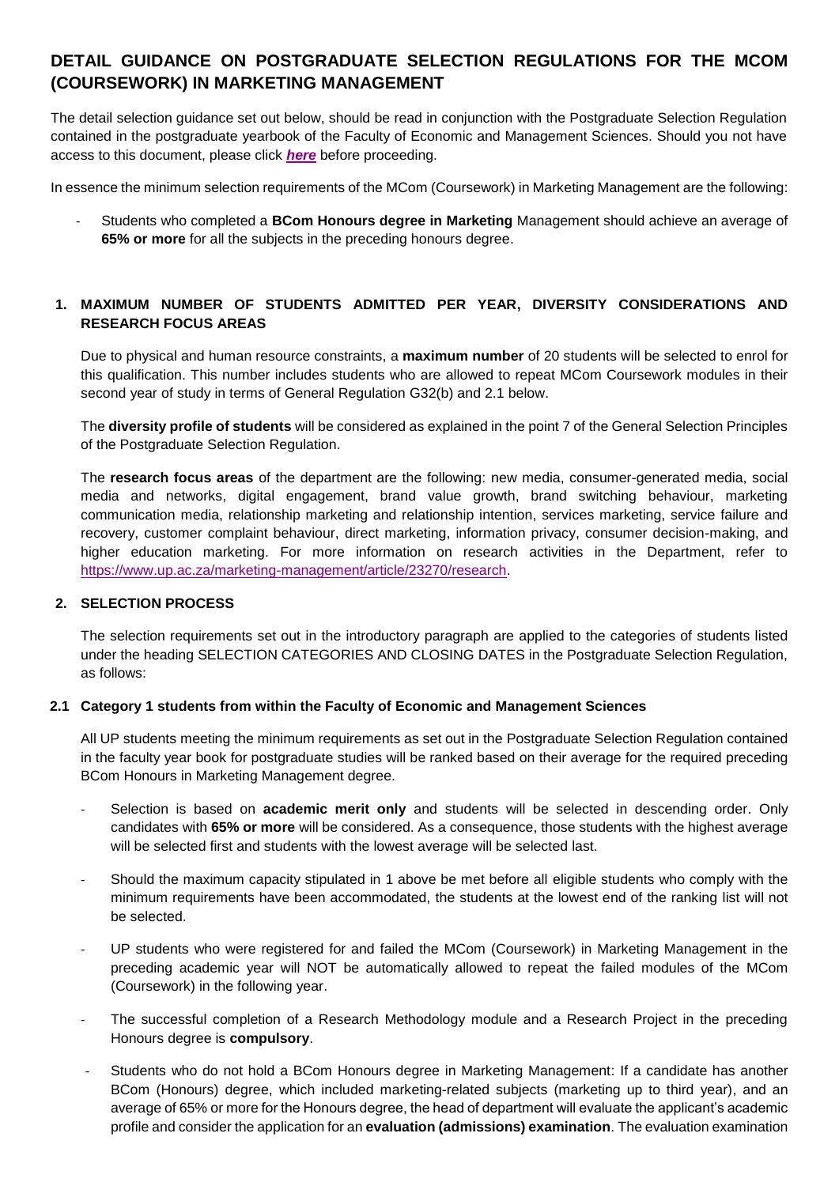# DETAIL GUIDANCE ON POSTGRADUATE SELECTION REGULATIONS FOR THE MCOM (COURSEWORK) IN MARKETING MANAGEMENT

The detail selection guidance set out below, should be read in conjunction with the Postgraduate Selection Regulation contained in the postgraduate yearbook of the Faculty of Economic and Management Sciences. Should you not have access to this document, please click ***here*** before proceeding.

In essence the minimum selection requirements of the MCom (Coursework) in Marketing Management are the following:

- Students who completed a **BCom Honours degree in Marketing** Management should achieve an average of **65% or more** for all the subjects in the preceding honours degree.

## 1. MAXIMUM NUMBER OF STUDENTS ADMITTED PER YEAR, DIVERSITY CONSIDERATIONS AND RESEARCH FOCUS AREAS

Due to physical and human resource constraints, a **maximum number** of 20 students will be selected to enrol for this qualification. This number includes students who are allowed to repeat MCom Coursework modules in their second year of study in terms of General Regulation G32(b) and 2.1 below.

The **diversity profile of students** will be considered as explained in the point 7 of the General Selection Principles of the Postgraduate Selection Regulation.

The **research focus areas** of the department are the following: new media, consumer-generated media, social media and networks, digital engagement, brand value growth, brand switching behaviour, marketing communication media, relationship marketing and relationship intention, services marketing, service failure and recovery, customer complaint behaviour, direct marketing, information privacy, consumer decision-making, and higher education marketing. For more information on research activities in the Department, refer to https://www.up.ac.za/marketing-management/article/23270/research.

## 2. SELECTION PROCESS

The selection requirements set out in the introductory paragraph are applied to the categories of students listed under the heading SELECTION CATEGORIES AND CLOSING DATES in the Postgraduate Selection Regulation, as follows:

### 2.1 Category 1 students from within the Faculty of Economic and Management Sciences

All UP students meeting the minimum requirements as set out in the Postgraduate Selection Regulation contained in the faculty year book for postgraduate studies will be ranked based on their average for the required preceding BCom Honours in Marketing Management degree.

- Selection is based on **academic merit only** and students will be selected in descending order. Only candidates with **65% or more** will be considered. As a consequence, those students with the highest average will be selected first and students with the lowest average will be selected last.
- Should the maximum capacity stipulated in 1 above be met before all eligible students who comply with the minimum requirements have been accommodated, the students at the lowest end of the ranking list will not be selected.
- UP students who were registered for and failed the MCom (Coursework) in Marketing Management in the preceding academic year will NOT be automatically allowed to repeat the failed modules of the MCom (Coursework) in the following year.
- The successful completion of a Research Methodology module and a Research Project in the preceding Honours degree is **compulsory**.
- Students who do not hold a BCom Honours degree in Marketing Management: If a candidate has another BCom (Honours) degree, which included marketing-related subjects (marketing up to third year), and an average of 65% or more for the Honours degree, the head of department will evaluate the applicant's academic profile and consider the application for an **evaluation (admissions) examination**. The evaluation examination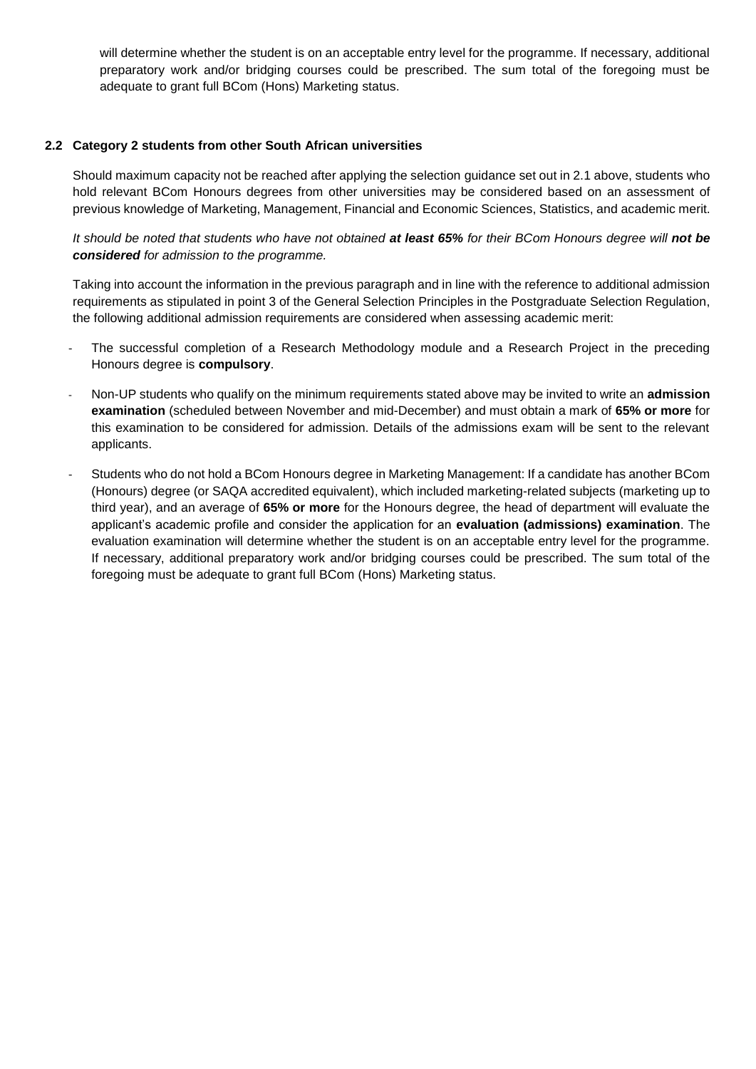will determine whether the student is on an acceptable entry level for the programme. If necessary, additional preparatory work and/or bridging courses could be prescribed. The sum total of the foregoing must be adequate to grant full BCom (Hons) Marketing status.

### 2.2 Category 2 students from other South African universities

Should maximum capacity not be reached after applying the selection guidance set out in 2.1 above, students who hold relevant BCom Honours degrees from other universities may be considered based on an assessment of previous knowledge of Marketing, Management, Financial and Economic Sciences, Statistics, and academic merit.

*It should be noted that students who have not obtained **at least 65%** for their BCom Honours degree will **not be considered** for admission to the programme.*

Taking into account the information in the previous paragraph and in line with the reference to additional admission requirements as stipulated in point 3 of the General Selection Principles in the Postgraduate Selection Regulation, the following additional admission requirements are considered when assessing academic merit:

- The successful completion of a Research Methodology module and a Research Project in the preceding Honours degree is **compulsory**.
- Non-UP students who qualify on the minimum requirements stated above may be invited to write an **admission examination** (scheduled between November and mid-December) and must obtain a mark of **65% or more** for this examination to be considered for admission. Details of the admissions exam will be sent to the relevant applicants.
- Students who do not hold a BCom Honours degree in Marketing Management: If a candidate has another BCom (Honours) degree (or SAQA accredited equivalent), which included marketing-related subjects (marketing up to third year), and an average of **65% or more** for the Honours degree, the head of department will evaluate the applicant's academic profile and consider the application for an **evaluation (admissions) examination**. The evaluation examination will determine whether the student is on an acceptable entry level for the programme. If necessary, additional preparatory work and/or bridging courses could be prescribed. The sum total of the foregoing must be adequate to grant full BCom (Hons) Marketing status.